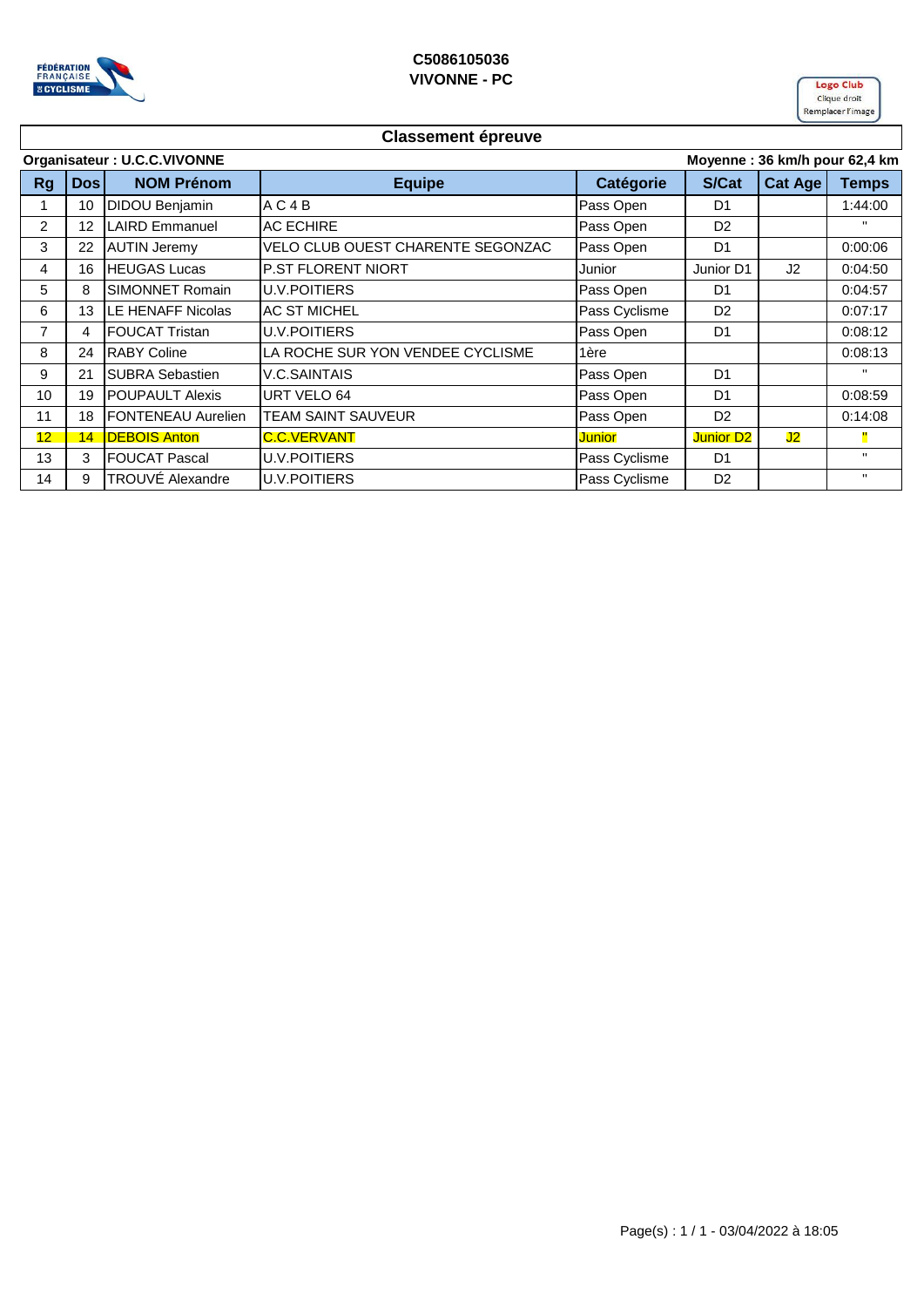**C5086105036**
**VIVONNE - PC**

Logo Club
Clique droit
Remplacer l'image

## Classement épreuve

**Organisateur : U.C.C.VIVONNE** — **Moyenne : 36 km/h pour 62,4 km**

| Rg | Dos | NOM Prénom | Equipe | Catégorie | S/Cat | Cat Age | Temps |
|---|---|---|---|---|---|---|---|
| 1 | 10 | DIDOU Benjamin | A C 4 B | Pass Open | D1 | | 1:44:00 |
| 2 | 12 | LAIRD Emmanuel | AC ECHIRE | Pass Open | D2 | | " |
| 3 | 22 | AUTIN Jeremy | VELO CLUB OUEST CHARENTE SEGONZAC | Pass Open | D1 | | 0:00:06 |
| 4 | 16 | HEUGAS Lucas | P.ST FLORENT NIORT | Junior | Junior D1 | J2 | 0:04:50 |
| 5 | 8 | SIMONNET Romain | U.V.POITIERS | Pass Open | D1 | | 0:04:57 |
| 6 | 13 | LE HENAFF Nicolas | AC ST MICHEL | Pass Cyclisme | D2 | | 0:07:17 |
| 7 | 4 | FOUCAT Tristan | U.V.POITIERS | Pass Open | D1 | | 0:08:12 |
| 8 | 24 | RABY Coline | LA ROCHE SUR YON VENDEE CYCLISME | 1ère | | | 0:08:13 |
| 9 | 21 | SUBRA Sebastien | V.C.SAINTAIS | Pass Open | D1 | | " |
| 10 | 19 | POUPAULT Alexis | URT VELO 64 | Pass Open | D1 | | 0:08:59 |
| 11 | 18 | FONTENEAU Aurelien | TEAM SAINT SAUVEUR | Pass Open | D2 | | 0:14:08 |
| 12 | 14 | DEBOIS Anton | C.C.VERVANT | Junior | Junior D2 | J2 | " |
| 13 | 3 | FOUCAT Pascal | U.V.POITIERS | Pass Cyclisme | D1 | | " |
| 14 | 9 | TROUVÉ Alexandre | U.V.POITIERS | Pass Cyclisme | D2 | | " |

Page(s) : 1 / 1 - 03/04/2022 à 18:05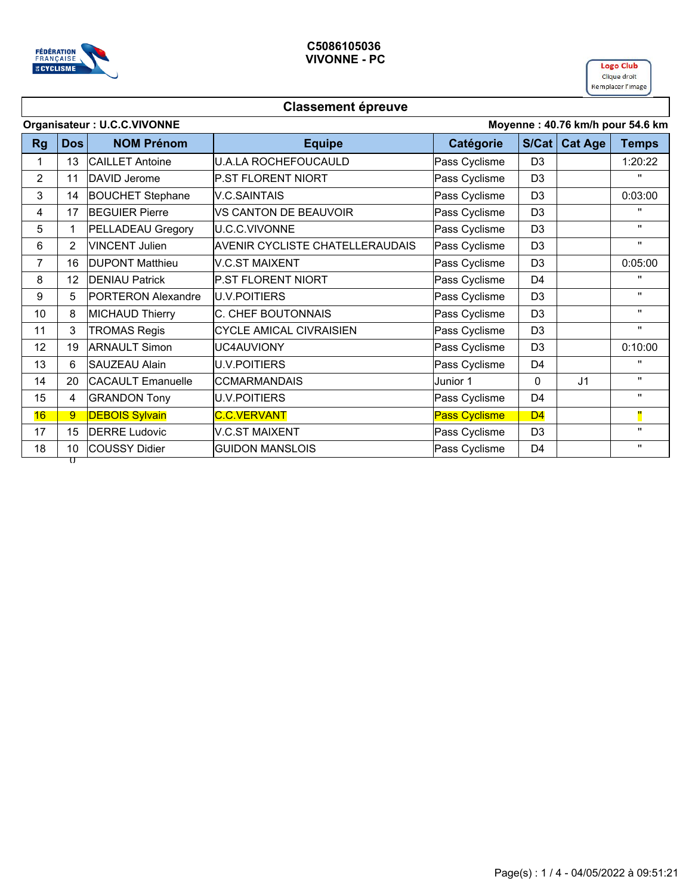**C5086105036**
**VIVONNE - PC**

Logo Club
Clique droit
Remplacer l'image

## Classement épreuve

**Organisateur : U.C.C.VIVONNE** **Moyenne : 40.76 km/h pour 54.6 km**

| Rg | Dos | NOM Prénom | Equipe | Catégorie | S/Cat | Cat Age | Temps |
|---|---|---|---|---|---|---|---|
| 1 | 13 | CAILLET Antoine | U.A.LA ROCHEFOUCAULD | Pass Cyclisme | D3 | | 1:20:22 |
| 2 | 11 | DAVID Jerome | P.ST FLORENT NIORT | Pass Cyclisme | D3 | | " |
| 3 | 14 | BOUCHET Stephane | V.C.SAINTAIS | Pass Cyclisme | D3 | | 0:03:00 |
| 4 | 17 | BEGUIER Pierre | VS CANTON DE BEAUVOIR | Pass Cyclisme | D3 | | " |
| 5 | 1 | PELLADEAU Gregory | U.C.C.VIVONNE | Pass Cyclisme | D3 | | " |
| 6 | 2 | VINCENT Julien | AVENIR CYCLISTE CHATELLERAUDAIS | Pass Cyclisme | D3 | | " |
| 7 | 16 | DUPONT Matthieu | V.C.ST MAIXENT | Pass Cyclisme | D3 | | 0:05:00 |
| 8 | 12 | DENIAU Patrick | P.ST FLORENT NIORT | Pass Cyclisme | D4 | | " |
| 9 | 5 | PORTERON Alexandre | U.V.POITIERS | Pass Cyclisme | D3 | | " |
| 10 | 8 | MICHAUD Thierry | C. CHEF BOUTONNAIS | Pass Cyclisme | D3 | | " |
| 11 | 3 | TROMAS Regis | CYCLE AMICAL CIVRAISIEN | Pass Cyclisme | D3 | | " |
| 12 | 19 | ARNAULT Simon | UC4AUVIONY | Pass Cyclisme | D3 | | 0:10:00 |
| 13 | 6 | SAUZEAU Alain | U.V.POITIERS | Pass Cyclisme | D4 | | " |
| 14 | 20 | CACAULT Emanuelle | CCMARMANDAIS | Junior 1 | 0 | J1 | " |
| 15 | 4 | GRANDON Tony | U.V.POITIERS | Pass Cyclisme | D4 | | " |
| 16 | 9 | DEBOIS Sylvain | C.C.VERVANT | Pass Cyclisme | D4 | | " |
| 17 | 15 | DERRE Ludovic | V.C.ST MAIXENT | Pass Cyclisme | D3 | | " |
| 18 | 10 | COUSSY Didier | GUIDON MANSLOIS | Pass Cyclisme | D4 | | " |

Page(s) : 1 / 4 - 04/05/2022 à 09:51:21